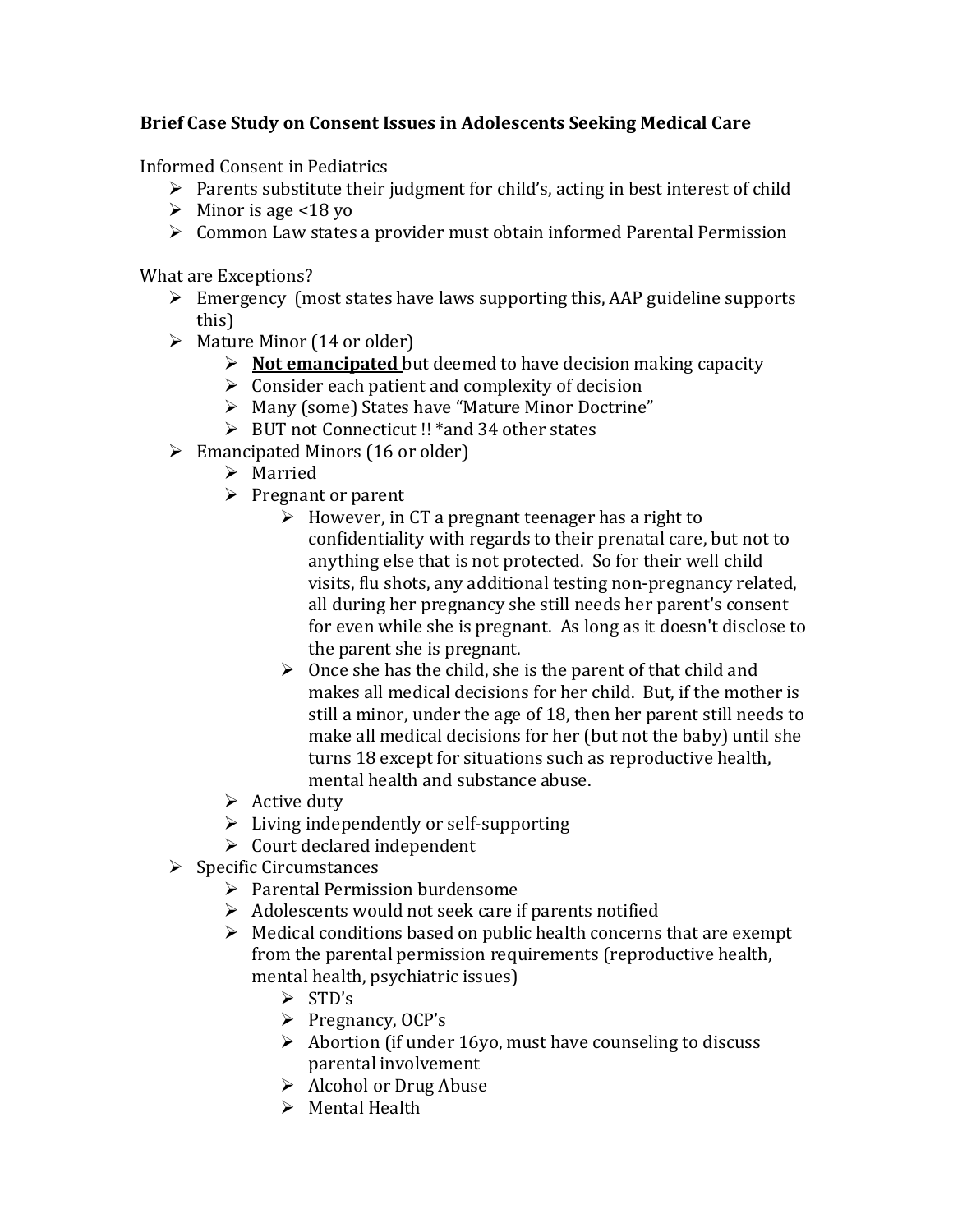**Brief Case Study on Consent Issues in Adolescents Seeking Medical Care**

Informed Consent in Pediatrics

- Parents substitute their judgment for child's, acting in best interest of child
- Minor is age <18 yo
- Common Law states a provider must obtain informed Parental Permission

What are Exceptions?

- Emergency (most states have laws supporting this, AAP guideline supports this)
- Mature Minor (14 or older)
  - **<u>Not emancipated</u>** but deemed to have decision making capacity
  - Consider each patient and complexity of decision
  - Many (some) States have "Mature Minor Doctrine"
  - BUT not Connecticut !! *and 34 other states
- Emancipated Minors (16 or older)
  - Married
  - Pregnant or parent
    - However, in CT a pregnant teenager has a right to confidentiality with regards to their prenatal care, but not to anything else that is not protected. So for their well child visits, flu shots, any additional testing non-pregnancy related, all during her pregnancy she still needs her parent's consent for even while she is pregnant. As long as it doesn't disclose to the parent she is pregnant.
    - Once she has the child, she is the parent of that child and makes all medical decisions for her child. But, if the mother is still a minor, under the age of 18, then her parent still needs to make all medical decisions for her (but not the baby) until she turns 18 except for situations such as reproductive health, mental health and substance abuse.
  - Active duty
  - Living independently or self-supporting
  - Court declared independent
- Specific Circumstances
  - Parental Permission burdensome
  - Adolescents would not seek care if parents notified
  - Medical conditions based on public health concerns that are exempt from the parental permission requirements (reproductive health, mental health, psychiatric issues)
    - STD's
    - Pregnancy, OCP's
    - Abortion (if under 16yo, must have counseling to discuss parental involvement
    - Alcohol or Drug Abuse
    - Mental Health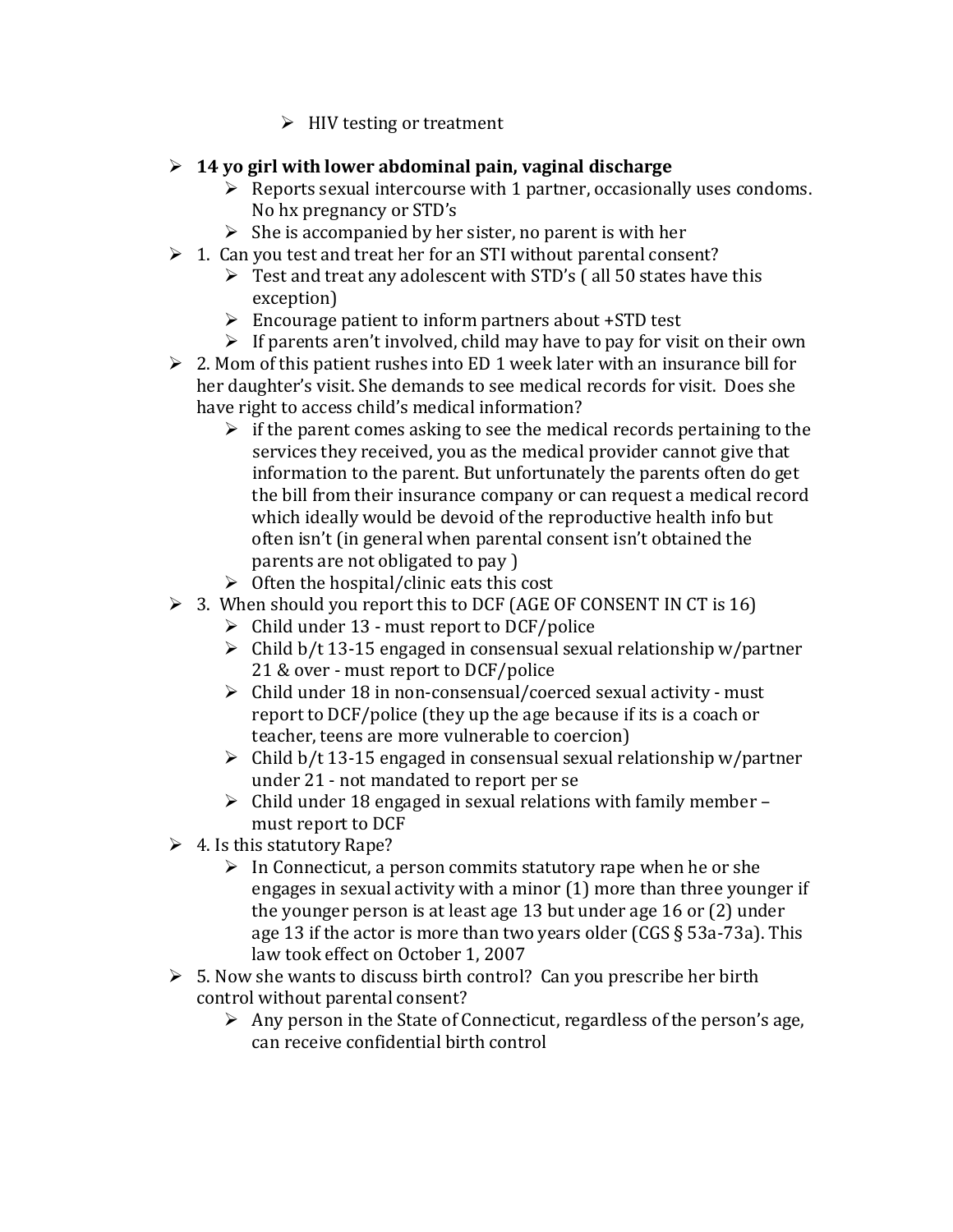- HIV testing or treatment

- **14 yo girl with lower abdominal pain, vaginal discharge**
  - Reports sexual intercourse with 1 partner, occasionally uses condoms. No hx pregnancy or STD's
  - She is accompanied by her sister, no parent is with her
- 1. Can you test and treat her for an STI without parental consent?
  - Test and treat any adolescent with STD's ( all 50 states have this exception)
  - Encourage patient to inform partners about +STD test
  - If parents aren't involved, child may have to pay for visit on their own
- 2. Mom of this patient rushes into ED 1 week later with an insurance bill for her daughter's visit. She demands to see medical records for visit. Does she have right to access child's medical information?
  - if the parent comes asking to see the medical records pertaining to the services they received, you as the medical provider cannot give that information to the parent. But unfortunately the parents often do get the bill from their insurance company or can request a medical record which ideally would be devoid of the reproductive health info but often isn't (in general when parental consent isn't obtained the parents are not obligated to pay )
  - Often the hospital/clinic eats this cost
- 3. When should you report this to DCF (AGE OF CONSENT IN CT is 16)
  - Child under 13 - must report to DCF/police
  - Child b/t 13-15 engaged in consensual sexual relationship w/partner 21 & over - must report to DCF/police
  - Child under 18 in non-consensual/coerced sexual activity - must report to DCF/police (they up the age because if its is a coach or teacher, teens are more vulnerable to coercion)
  - Child b/t 13-15 engaged in consensual sexual relationship w/partner under 21 - not mandated to report per se
  - Child under 18 engaged in sexual relations with family member – must report to DCF
- 4. Is this statutory Rape?
  - In Connecticut, a person commits statutory rape when he or she engages in sexual activity with a minor (1) more than three younger if the younger person is at least age 13 but under age 16 or (2) under age 13 if the actor is more than two years older (CGS § 53a-73a). This law took effect on October 1, 2007
- 5. Now she wants to discuss birth control? Can you prescribe her birth control without parental consent?
  - Any person in the State of Connecticut, regardless of the person's age, can receive confidential birth control